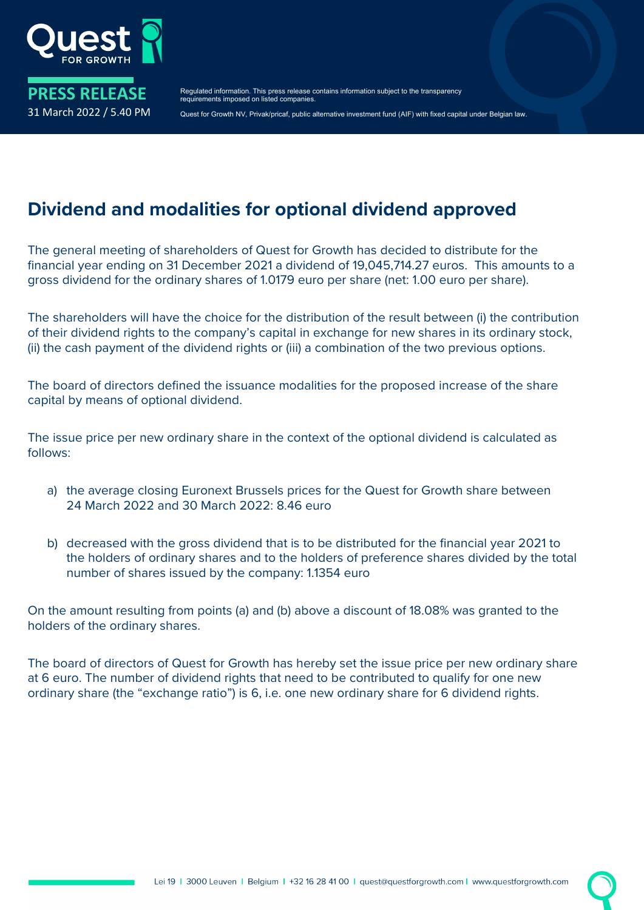**PRESS RELEASE**

31 March 2022 / 5.40 PM

Regulated information. This press release contains information subject to the transparency requirements imposed on listed companies.

Quest for Growth NV, Privak/pricaf, public alternative investment fund (AIF) with fixed capital under Belgian law.

# Dividend and modalities for optional dividend approved

The general meeting of shareholders of Quest for Growth has decided to distribute for the financial year ending on 31 December 2021 a dividend of 19,045,714.27 euros. This amounts to a gross dividend for the ordinary shares of 1.0179 euro per share (net: 1.00 euro per share).

The shareholders will have the choice for the distribution of the result between (i) the contribution of their dividend rights to the company's capital in exchange for new shares in its ordinary stock, (ii) the cash payment of the dividend rights or (iii) a combination of the two previous options.

The board of directors defined the issuance modalities for the proposed increase of the share capital by means of optional dividend.

The issue price per new ordinary share in the context of the optional dividend is calculated as follows:

a) the average closing Euronext Brussels prices for the Quest for Growth share between 24 March 2022 and 30 March 2022: 8.46 euro

b) decreased with the gross dividend that is to be distributed for the financial year 2021 to the holders of ordinary shares and to the holders of preference shares divided by the total number of shares issued by the company: 1.1354 euro

On the amount resulting from points (a) and (b) above a discount of 18.08% was granted to the holders of the ordinary shares.

The board of directors of Quest for Growth has hereby set the issue price per new ordinary share at 6 euro. The number of dividend rights that need to be contributed to qualify for one new ordinary share (the "exchange ratio") is 6, i.e. one new ordinary share for 6 dividend rights.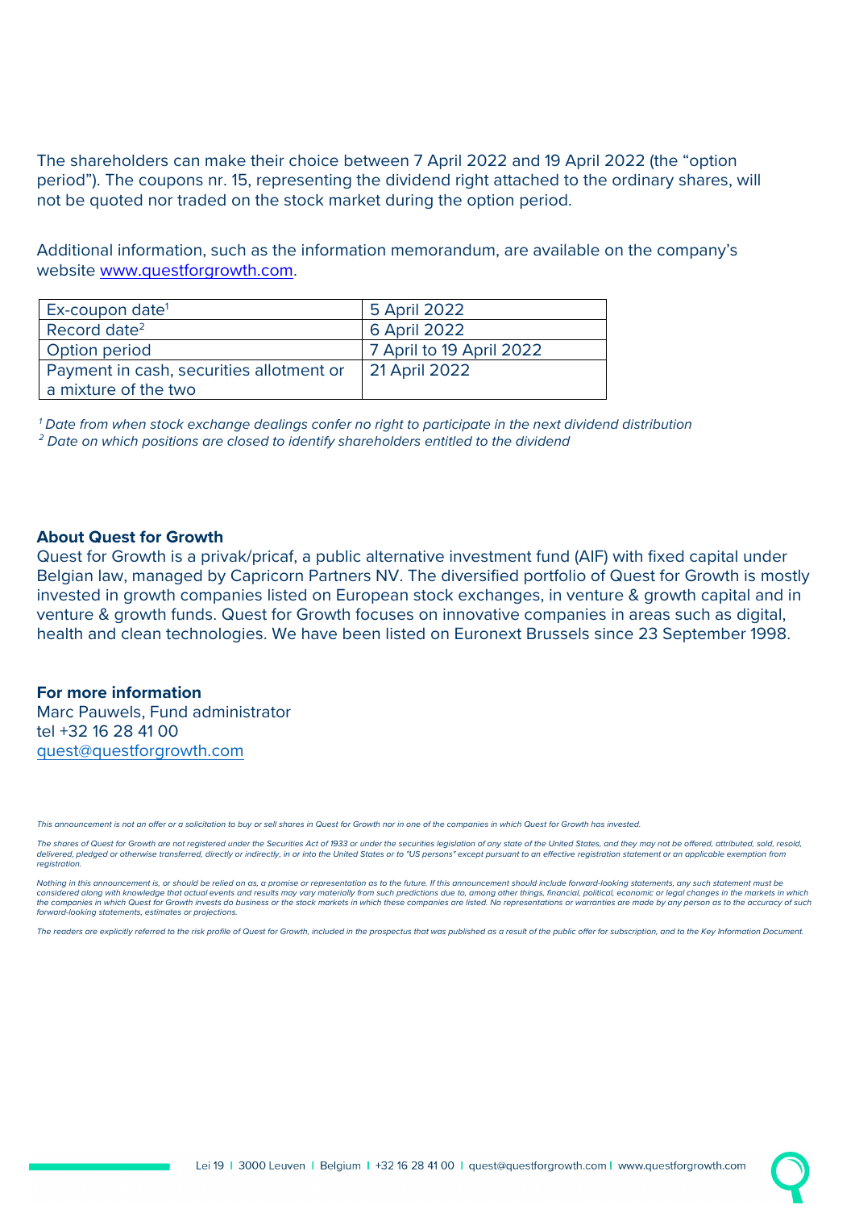The shareholders can make their choice between 7 April 2022 and 19 April 2022 (the "option period"). The coupons nr. 15, representing the dividend right attached to the ordinary shares, will not be quoted nor traded on the stock market during the option period.

Additional information, such as the information memorandum, are available on the company's website www.questforgrowth.com.

| | |
|---|---|
| Ex-coupon date[1] | 5 April 2022 |
| Record date[2] | 6 April 2022 |
| Option period | 7 April to 19 April 2022 |
| Payment in cash, securities allotment or a mixture of the two | 21 April 2022 |

*[1] Date from when stock exchange dealings confer no right to participate in the next dividend distribution*
*[2] Date on which positions are closed to identify shareholders entitled to the dividend*

**About Quest for Growth**
Quest for Growth is a privak/pricaf, a public alternative investment fund (AIF) with fixed capital under Belgian law, managed by Capricorn Partners NV. The diversified portfolio of Quest for Growth is mostly invested in growth companies listed on European stock exchanges, in venture & growth capital and in venture & growth funds. Quest for Growth focuses on innovative companies in areas such as digital, health and clean technologies. We have been listed on Euronext Brussels since 23 September 1998.

**For more information**
Marc Pauwels, Fund administrator
tel +32 16 28 41 00
quest@questforgrowth.com

*This announcement is not an offer or a solicitation to buy or sell shares in Quest for Growth nor in one of the companies in which Quest for Growth has invested.*

*The shares of Quest for Growth are not registered under the Securities Act of 1933 or under the securities legislation of any state of the United States, and they may not be offered, attributed, sold, resold, delivered, pledged or otherwise transferred, directly or indirectly, in or into the United States or to "US persons" except pursuant to an effective registration statement or an applicable exemption from registration.*

*Nothing in this announcement is, or should be relied on as, a promise or representation as to the future. If this announcement should include forward-looking statements, any such statement must be considered along with knowledge that actual events and results may vary materially from such predictions due to, among other things, financial, political, economic or legal changes in the markets in which the companies in which Quest for Growth invests do business or the stock markets in which these companies are listed. No representations or warranties are made by any person as to the accuracy of such forward-looking statements, estimates or projections.*

*The readers are explicitly referred to the risk profile of Quest for Growth, included in the prospectus that was published as a result of the public offer for subscription, and to the Key Information Document.*